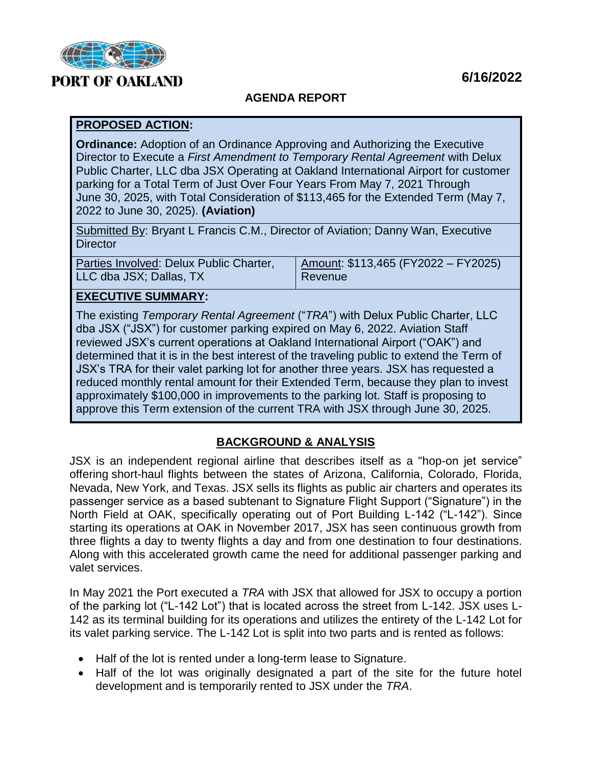PORT OF OAKLAND

6/16/2022

## AGENDA REPORT

**PROPOSED ACTION:**

**Ordinance:** Adoption of an Ordinance Approving and Authorizing the Executive Director to Execute a *First Amendment to Temporary Rental Agreement* with Delux Public Charter, LLC dba JSX Operating at Oakland International Airport for customer parking for a Total Term of Just Over Four Years From May 7, 2021 Through June 30, 2025, with Total Consideration of $113,465 for the Extended Term (May 7, 2022 to June 30, 2025). **(Aviation)**

Submitted By: Bryant L Francis C.M., Director of Aviation; Danny Wan, Executive Director

| Parties Involved: Delux Public Charter, LLC dba JSX; Dallas, TX | Amount: $113,465 (FY2022 – FY2025) Revenue |
|---|---|

**EXECUTIVE SUMMARY:**

The existing *Temporary Rental Agreement* ("*TRA*") with Delux Public Charter, LLC dba JSX ("JSX") for customer parking expired on May 6, 2022. Aviation Staff reviewed JSX's current operations at Oakland International Airport ("OAK") and determined that it is in the best interest of the traveling public to extend the Term of JSX's TRA for their valet parking lot for another three years. JSX has requested a reduced monthly rental amount for their Extended Term, because they plan to invest approximately $100,000 in improvements to the parking lot. Staff is proposing to approve this Term extension of the current TRA with JSX through June 30, 2025.

## BACKGROUND & ANALYSIS

JSX is an independent regional airline that describes itself as a "hop-on jet service" offering short-haul flights between the states of Arizona, California, Colorado, Florida, Nevada, New York, and Texas. JSX sells its flights as public air charters and operates its passenger service as a based subtenant to Signature Flight Support ("Signature") in the North Field at OAK, specifically operating out of Port Building L-142 ("L-142"). Since starting its operations at OAK in November 2017, JSX has seen continuous growth from three flights a day to twenty flights a day and from one destination to four destinations. Along with this accelerated growth came the need for additional passenger parking and valet services.

In May 2021 the Port executed a *TRA* with JSX that allowed for JSX to occupy a portion of the parking lot ("L-142 Lot") that is located across the street from L-142. JSX uses L-142 as its terminal building for its operations and utilizes the entirety of the L-142 Lot for its valet parking service. The L-142 Lot is split into two parts and is rented as follows:

- Half of the lot is rented under a long-term lease to Signature.
- Half of the lot was originally designated a part of the site for the future hotel development and is temporarily rented to JSX under the *TRA*.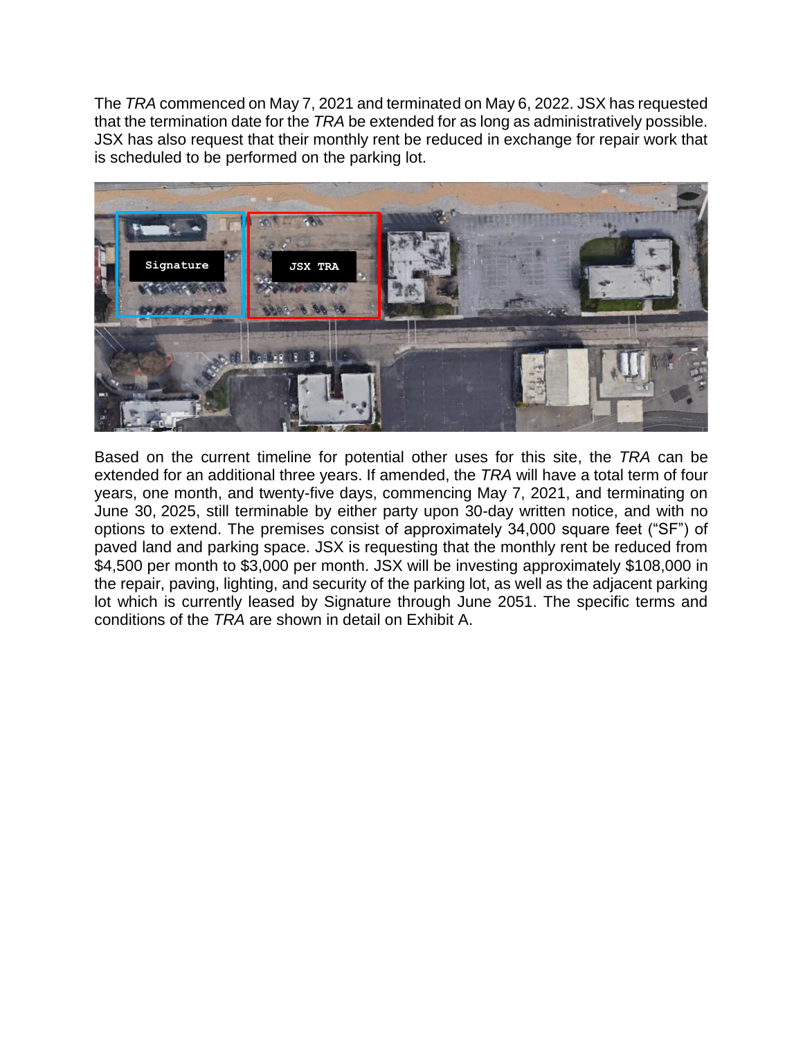The *TRA* commenced on May 7, 2021 and terminated on May 6, 2022. JSX has requested that the termination date for the *TRA* be extended for as long as administratively possible. JSX has also request that their monthly rent be reduced in exchange for repair work that is scheduled to be performed on the parking lot.

Based on the current timeline for potential other uses for this site, the *TRA* can be extended for an additional three years. If amended, the *TRA* will have a total term of four years, one month, and twenty-five days, commencing May 7, 2021, and terminating on June 30, 2025, still terminable by either party upon 30-day written notice, and with no options to extend. The premises consist of approximately 34,000 square feet ("SF") of paved land and parking space. JSX is requesting that the monthly rent be reduced from $4,500 per month to $3,000 per month. JSX will be investing approximately $108,000 in the repair, paving, lighting, and security of the parking lot, as well as the adjacent parking lot which is currently leased by Signature through June 2051. The specific terms and conditions of the *TRA* are shown in detail on Exhibit A.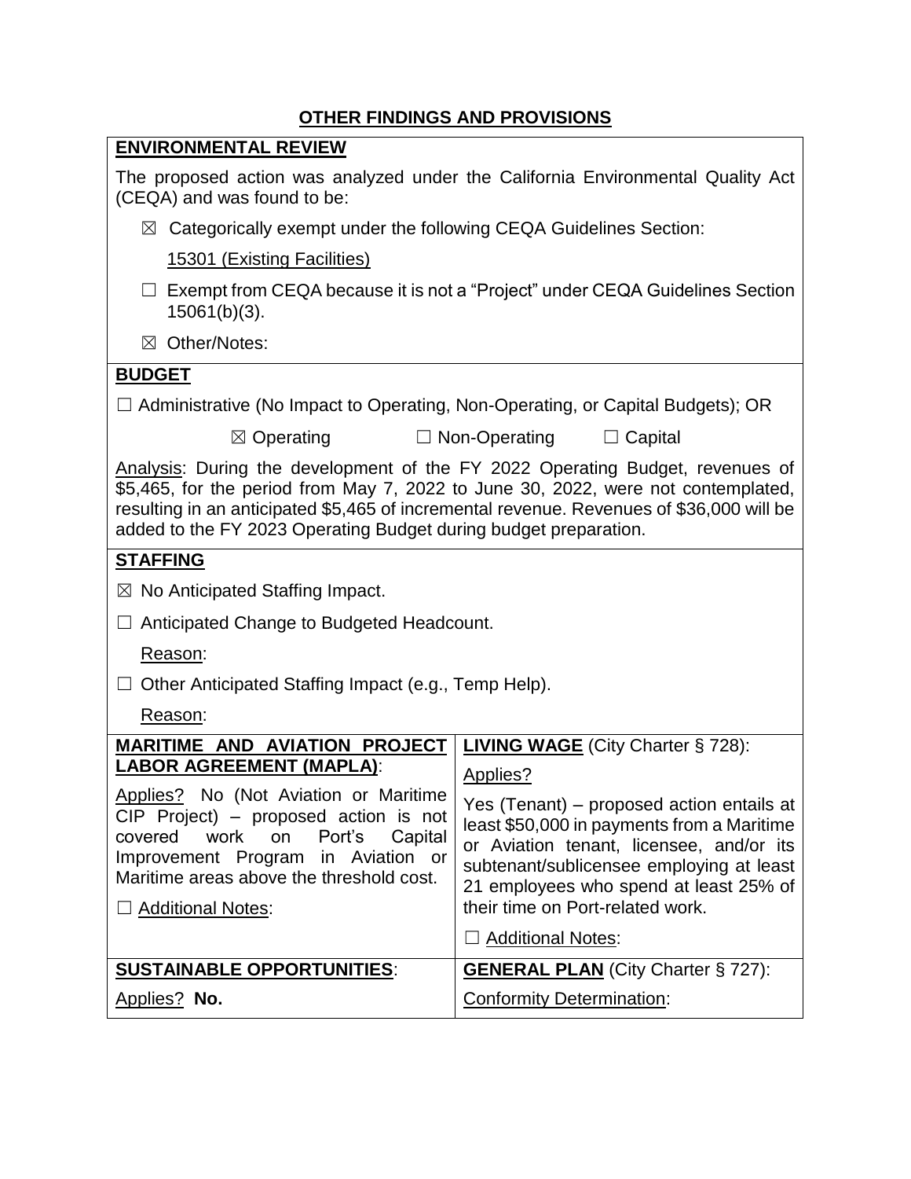## OTHER FINDINGS AND PROVISIONS

**ENVIRONMENTAL REVIEW**

The proposed action was analyzed under the California Environmental Quality Act (CEQA) and was found to be:

☒ Categorically exempt under the following CEQA Guidelines Section:

15301 (Existing Facilities)

☐ Exempt from CEQA because it is not a "Project" under CEQA Guidelines Section 15061(b)(3).

☒ Other/Notes:

**BUDGET**

☐ Administrative (No Impact to Operating, Non-Operating, or Capital Budgets); OR

☒ Operating ☐ Non-Operating ☐ Capital

Analysis: During the development of the FY 2022 Operating Budget, revenues of $5,465, for the period from May 7, 2022 to June 30, 2022, were not contemplated, resulting in an anticipated $5,465 of incremental revenue. Revenues of $36,000 will be added to the FY 2023 Operating Budget during budget preparation.

**STAFFING**

☒ No Anticipated Staffing Impact.

☐ Anticipated Change to Budgeted Headcount.

Reason:

☐ Other Anticipated Staffing Impact (e.g., Temp Help).

Reason:

| **MARITIME AND AVIATION PROJECT LABOR AGREEMENT (MAPLA)**: | **LIVING WAGE** (City Charter § 728): |
|---|---|
| Applies? No (Not Aviation or Maritime CIP Project) – proposed action is not covered work on Port's Capital Improvement Program in Aviation or Maritime areas above the threshold cost. | Applies? Yes (Tenant) – proposed action entails at least $50,000 in payments from a Maritime or Aviation tenant, licensee, and/or its subtenant/sublicensee employing at least 21 employees who spend at least 25% of their time on Port-related work. |
| ☐ Additional Notes: | ☐ Additional Notes: |
| **SUSTAINABLE OPPORTUNITIES**: | **GENERAL PLAN** (City Charter § 727): |
| Applies? **No.** | Conformity Determination: |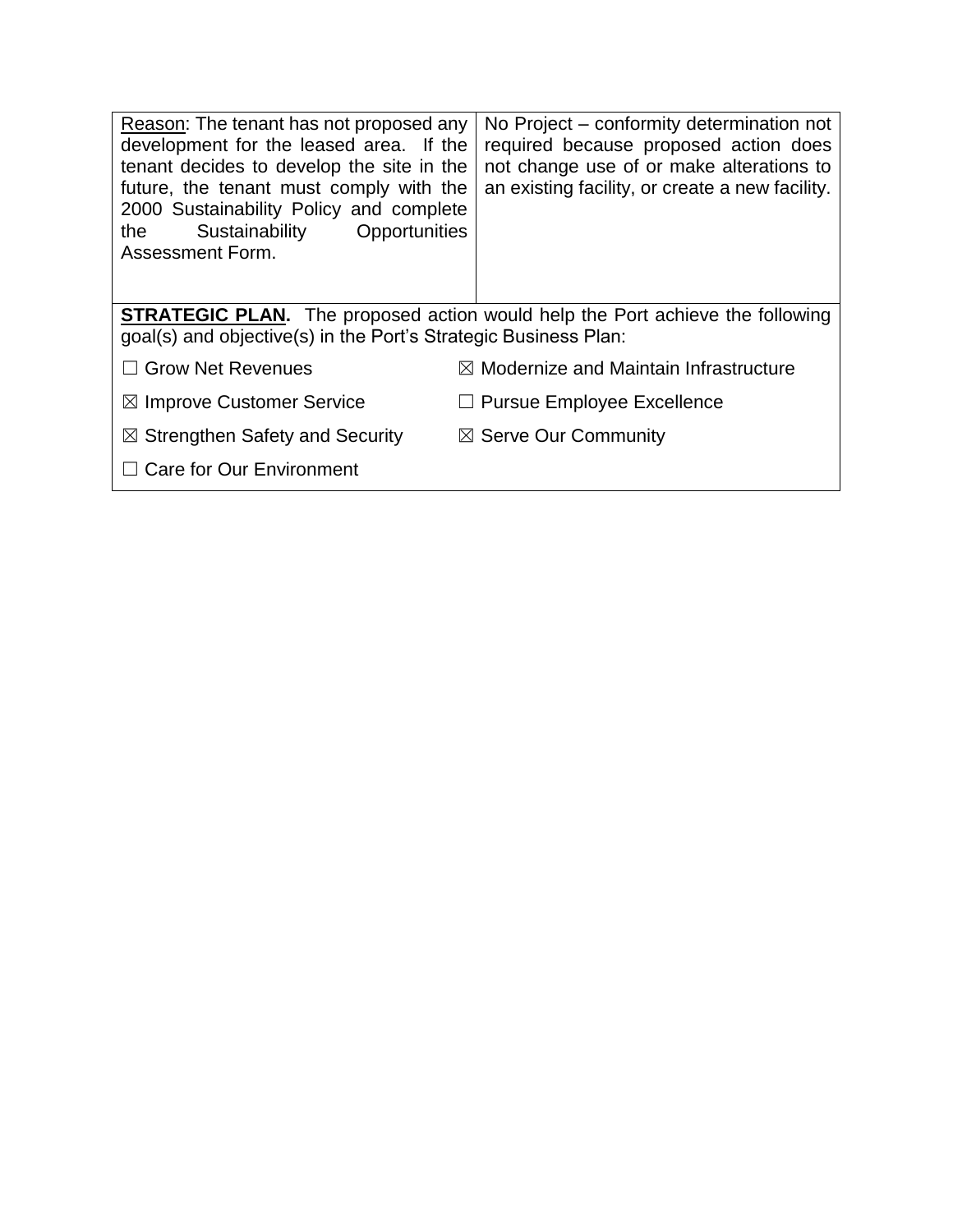| Reason: The tenant has not proposed any development for the leased area. If the tenant decides to develop the site in the future, the tenant must comply with the 2000 Sustainability Policy and complete the Sustainability Opportunities Assessment Form. | No Project – conformity determination not required because proposed action does not change use of or make alterations to an existing facility, or create a new facility. |
|---|---|

**STRATEGIC PLAN.** The proposed action would help the Port achieve the following goal(s) and objective(s) in the Port's Strategic Business Plan:

| | |
|---|---|
| ☐ Grow Net Revenues | ☒ Modernize and Maintain Infrastructure |
| ☒ Improve Customer Service | ☐ Pursue Employee Excellence |
| ☒ Strengthen Safety and Security | ☒ Serve Our Community |
| ☐ Care for Our Environment | |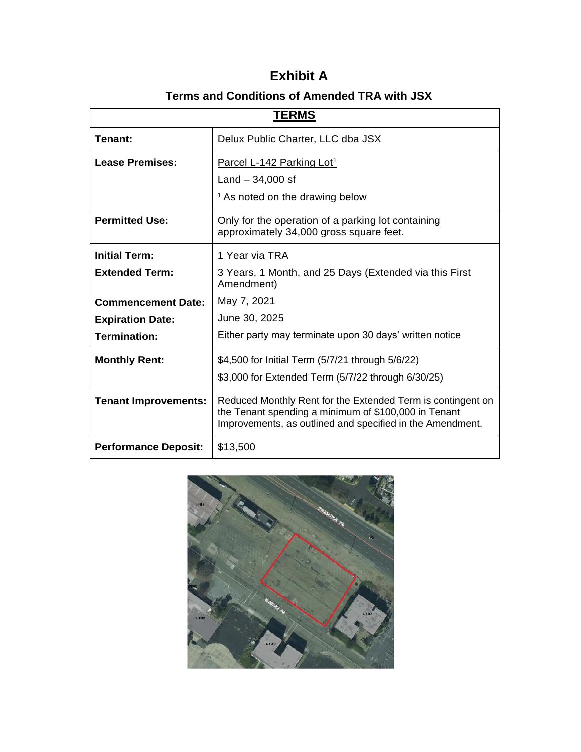# Exhibit A

## Terms and Conditions of Amended TRA with JSX

| TERMS | |
|---|---|
| **Tenant:** | Delux Public Charter, LLC dba JSX |
| **Lease Premises:** | Parcel L-142 Parking Lot[1]<br>Land – 34,000 sf<br>[1] As noted on the drawing below |
| **Permitted Use:** | Only for the operation of a parking lot containing approximately 34,000 gross square feet. |
| **Initial Term:** | 1 Year via TRA |
| **Extended Term:** | 3 Years, 1 Month, and 25 Days (Extended via this First Amendment) |
| **Commencement Date:** | May 7, 2021 |
| **Expiration Date:** | June 30, 2025 |
| **Termination:** | Either party may terminate upon 30 days' written notice |
| **Monthly Rent:** | $4,500 for Initial Term (5/7/21 through 5/6/22)<br>$3,000 for Extended Term (5/7/22 through 6/30/25) |
| **Tenant Improvements:** | Reduced Monthly Rent for the Extended Term is contingent on the Tenant spending a minimum of $100,000 in Tenant Improvements, as outlined and specified in the Amendment. |
| **Performance Deposit:** | $13,500 |